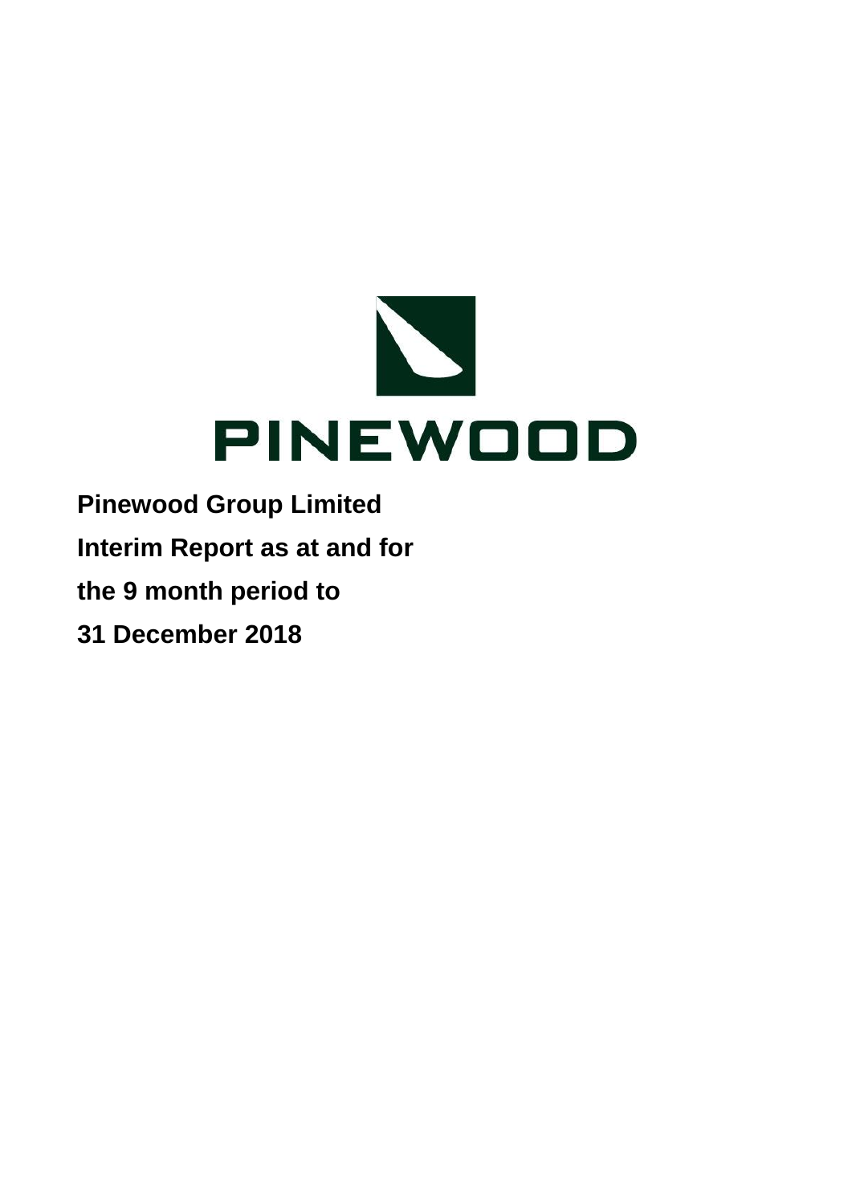PINEWOOD

**Pinewood Group Limited**

**Interim Report as at and for**

**the 9 month period to**

**31 December 2018**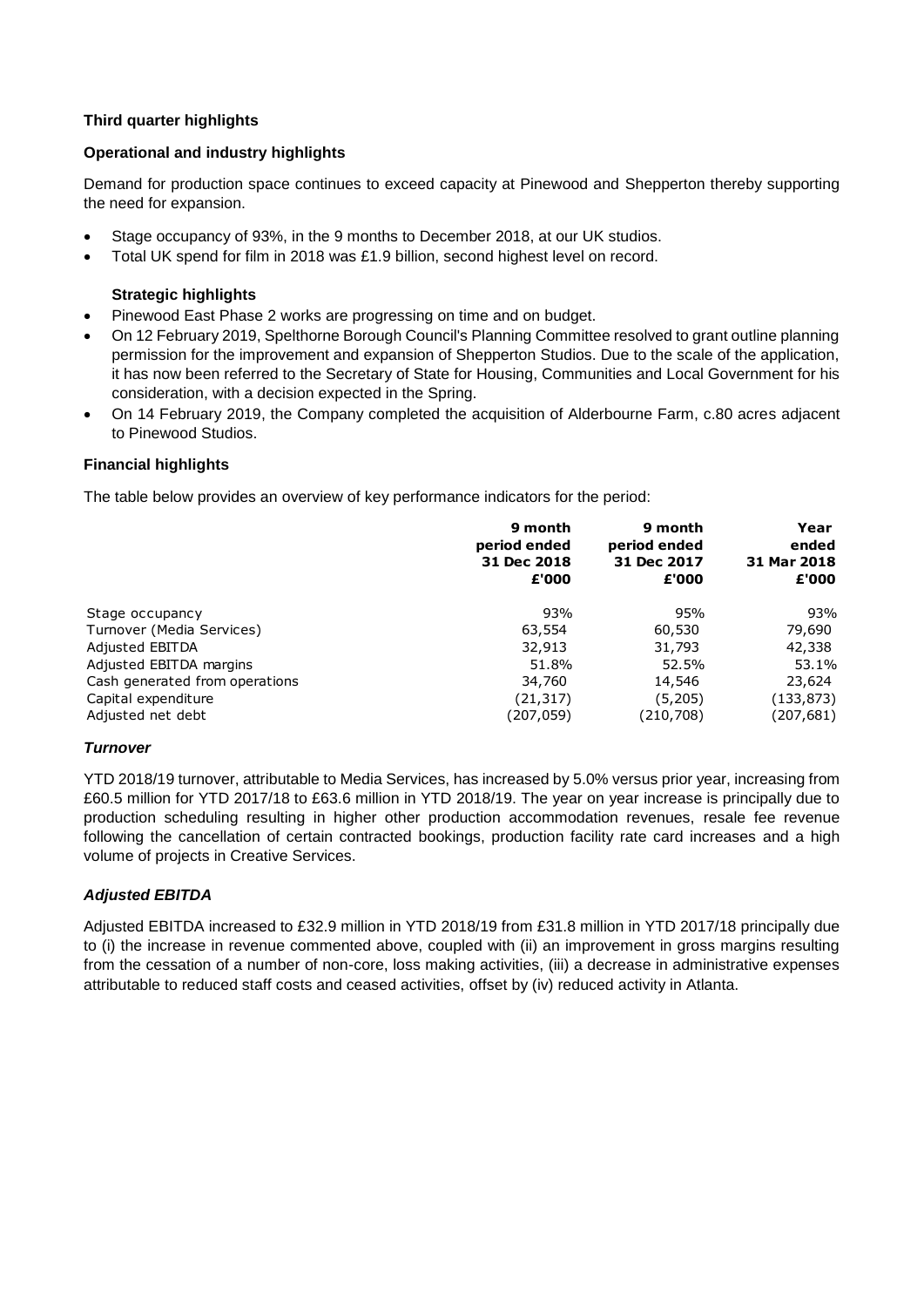**Third quarter highlights**

**Operational and industry highlights**

Demand for production space continues to exceed capacity at Pinewood and Shepperton thereby supporting the need for expansion.

- Stage occupancy of 93%, in the 9 months to December 2018, at our UK studios.
- Total UK spend for film in 2018 was £1.9 billion, second highest level on record.

**Strategic highlights**

- Pinewood East Phase 2 works are progressing on time and on budget.
- On 12 February 2019, Spelthorne Borough Council's Planning Committee resolved to grant outline planning permission for the improvement and expansion of Shepperton Studios. Due to the scale of the application, it has now been referred to the Secretary of State for Housing, Communities and Local Government for his consideration, with a decision expected in the Spring.
- On 14 February 2019, the Company completed the acquisition of Alderbourne Farm, c.80 acres adjacent to Pinewood Studios.

**Financial highlights**

The table below provides an overview of key performance indicators for the period:

| | 9 month period ended 31 Dec 2018 £'000 | 9 month period ended 31 Dec 2017 £'000 | Year ended 31 Mar 2018 £'000 |
|---|---|---|---|
| Stage occupancy | 93% | 95% | 93% |
| Turnover (Media Services) | 63,554 | 60,530 | 79,690 |
| Adjusted EBITDA | 32,913 | 31,793 | 42,338 |
| Adjusted EBITDA margins | 51.8% | 52.5% | 53.1% |
| Cash generated from operations | 34,760 | 14,546 | 23,624 |
| Capital expenditure | (21,317) | (5,205) | (133,873) |
| Adjusted net debt | (207,059) | (210,708) | (207,681) |

***Turnover***

YTD 2018/19 turnover, attributable to Media Services, has increased by 5.0% versus prior year, increasing from £60.5 million for YTD 2017/18 to £63.6 million in YTD 2018/19. The year on year increase is principally due to production scheduling resulting in higher other production accommodation revenues, resale fee revenue following the cancellation of certain contracted bookings, production facility rate card increases and a high volume of projects in Creative Services.

***Adjusted EBITDA***

Adjusted EBITDA increased to £32.9 million in YTD 2018/19 from £31.8 million in YTD 2017/18 principally due to (i) the increase in revenue commented above, coupled with (ii) an improvement in gross margins resulting from the cessation of a number of non-core, loss making activities, (iii) a decrease in administrative expenses attributable to reduced staff costs and ceased activities, offset by (iv) reduced activity in Atlanta.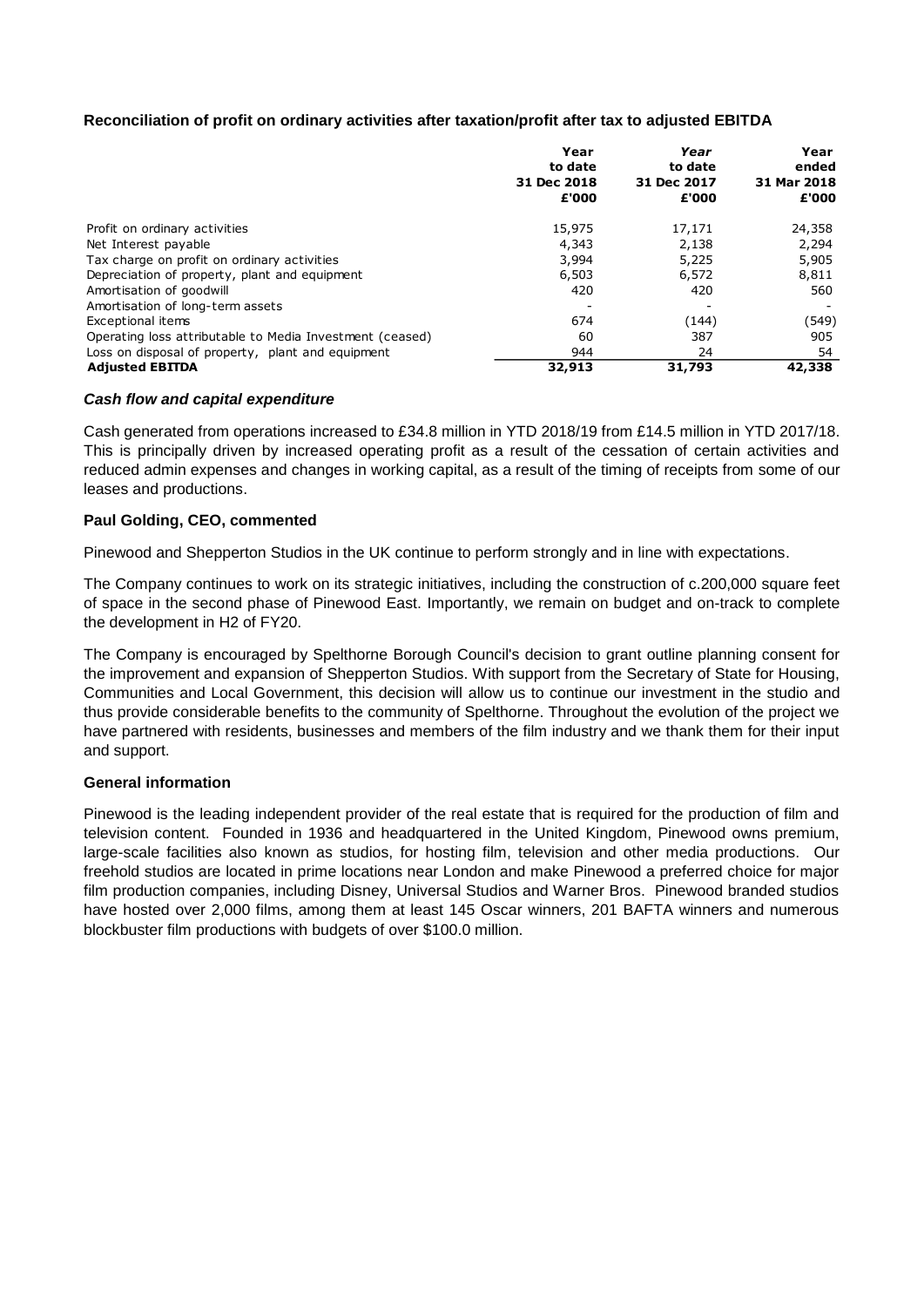**Reconciliation of profit on ordinary activities after taxation/profit after tax to adjusted EBITDA**

| | Year to date 31 Dec 2018 £'000 | *Year to date* 31 Dec 2017 £'000 | Year ended 31 Mar 2018 £'000 |
|---|---|---|---|
| Profit on ordinary activities | 15,975 | 17,171 | 24,358 |
| Net Interest payable | 4,343 | 2,138 | 2,294 |
| Tax charge on profit on ordinary activities | 3,994 | 5,225 | 5,905 |
| Depreciation of property, plant and equipment | 6,503 | 6,572 | 8,811 |
| Amortisation of goodwill | 420 | 420 | 560 |
| Amortisation of long-term assets | - | - | - |
| Exceptional items | 674 | (144) | (549) |
| Operating loss attributable to Media Investment (ceased) | 60 | 387 | 905 |
| Loss on disposal of property, plant and equipment | 944 | 24 | 54 |
| **Adjusted EBITDA** | **32,913** | **31,793** | **42,338** |

***Cash flow and capital expenditure***

Cash generated from operations increased to £34.8 million in YTD 2018/19 from £14.5 million in YTD 2017/18. This is principally driven by increased operating profit as a result of the cessation of certain activities and reduced admin expenses and changes in working capital, as a result of the timing of receipts from some of our leases and productions.

**Paul Golding, CEO, commented**

Pinewood and Shepperton Studios in the UK continue to perform strongly and in line with expectations.

The Company continues to work on its strategic initiatives, including the construction of c.200,000 square feet of space in the second phase of Pinewood East. Importantly, we remain on budget and on-track to complete the development in H2 of FY20.

The Company is encouraged by Spelthorne Borough Council's decision to grant outline planning consent for the improvement and expansion of Shepperton Studios. With support from the Secretary of State for Housing, Communities and Local Government, this decision will allow us to continue our investment in the studio and thus provide considerable benefits to the community of Spelthorne. Throughout the evolution of the project we have partnered with residents, businesses and members of the film industry and we thank them for their input and support.

**General information**

Pinewood is the leading independent provider of the real estate that is required for the production of film and television content. Founded in 1936 and headquartered in the United Kingdom, Pinewood owns premium, large-scale facilities also known as studios, for hosting film, television and other media productions. Our freehold studios are located in prime locations near London and make Pinewood a preferred choice for major film production companies, including Disney, Universal Studios and Warner Bros. Pinewood branded studios have hosted over 2,000 films, among them at least 145 Oscar winners, 201 BAFTA winners and numerous blockbuster film productions with budgets of over $100.0 million.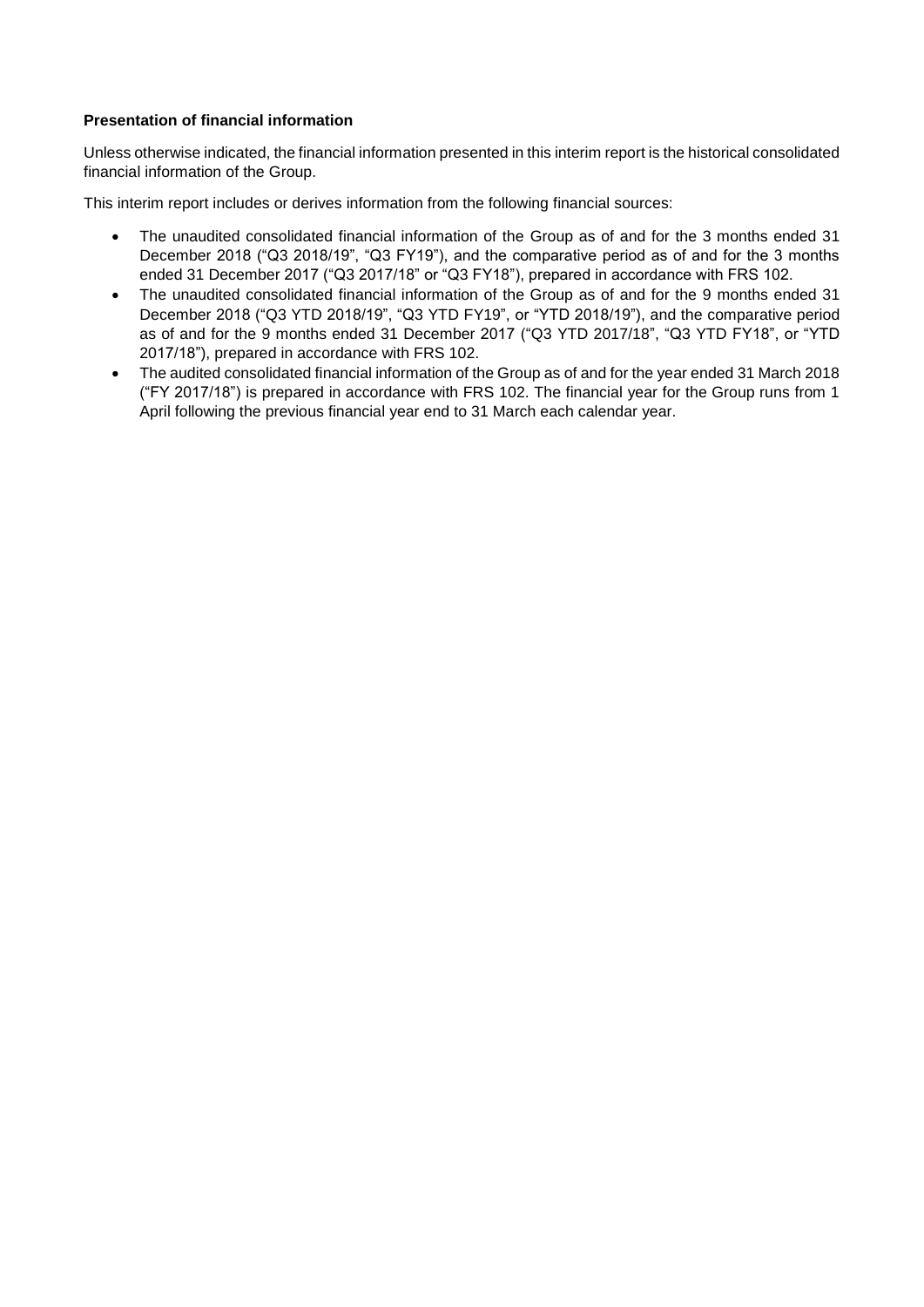**Presentation of financial information**

Unless otherwise indicated, the financial information presented in this interim report is the historical consolidated financial information of the Group.

This interim report includes or derives information from the following financial sources:

- The unaudited consolidated financial information of the Group as of and for the 3 months ended 31 December 2018 ("Q3 2018/19", "Q3 FY19"), and the comparative period as of and for the 3 months ended 31 December 2017 ("Q3 2017/18" or "Q3 FY18"), prepared in accordance with FRS 102.
- The unaudited consolidated financial information of the Group as of and for the 9 months ended 31 December 2018 ("Q3 YTD 2018/19", "Q3 YTD FY19", or "YTD 2018/19"), and the comparative period as of and for the 9 months ended 31 December 2017 ("Q3 YTD 2017/18", "Q3 YTD FY18", or "YTD 2017/18"), prepared in accordance with FRS 102.
- The audited consolidated financial information of the Group as of and for the year ended 31 March 2018 ("FY 2017/18") is prepared in accordance with FRS 102. The financial year for the Group runs from 1 April following the previous financial year end to 31 March each calendar year.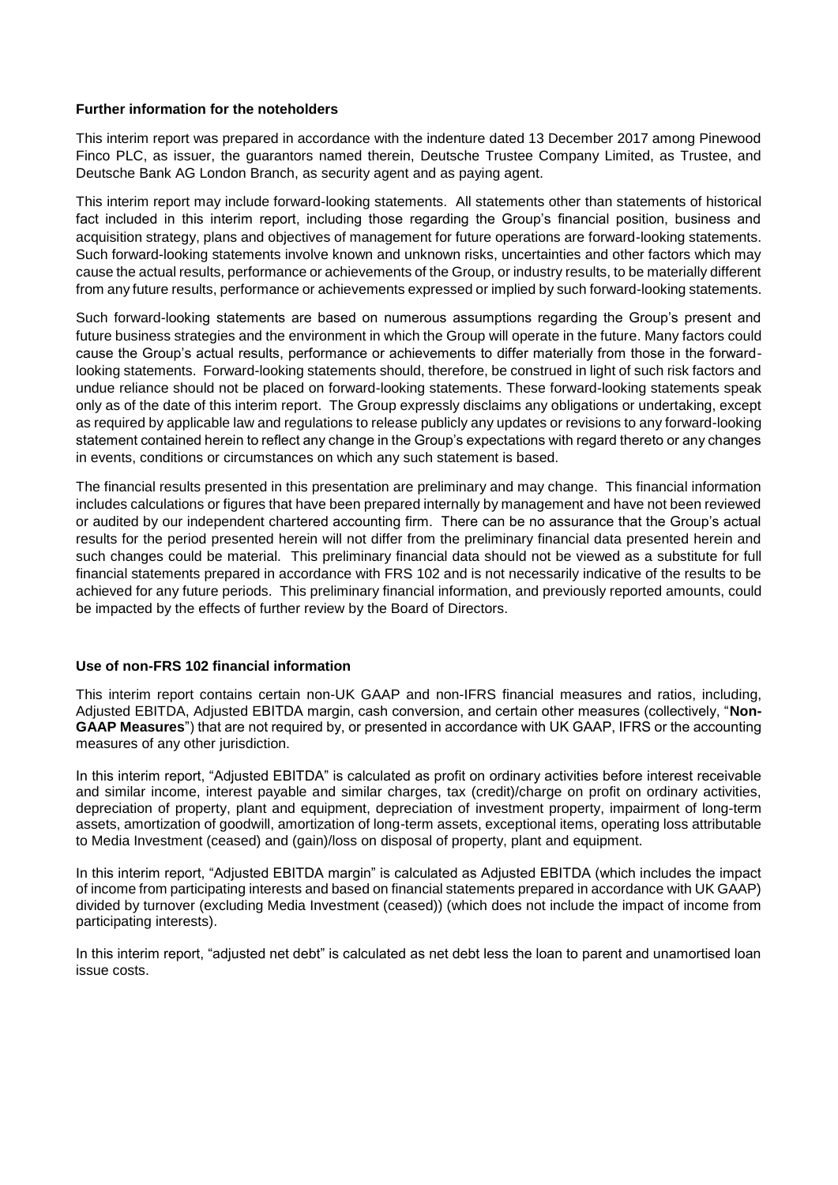**Further information for the noteholders**

This interim report was prepared in accordance with the indenture dated 13 December 2017 among Pinewood Finco PLC, as issuer, the guarantors named therein, Deutsche Trustee Company Limited, as Trustee, and Deutsche Bank AG London Branch, as security agent and as paying agent.

This interim report may include forward-looking statements. All statements other than statements of historical fact included in this interim report, including those regarding the Group's financial position, business and acquisition strategy, plans and objectives of management for future operations are forward-looking statements. Such forward-looking statements involve known and unknown risks, uncertainties and other factors which may cause the actual results, performance or achievements of the Group, or industry results, to be materially different from any future results, performance or achievements expressed or implied by such forward-looking statements.

Such forward-looking statements are based on numerous assumptions regarding the Group's present and future business strategies and the environment in which the Group will operate in the future. Many factors could cause the Group's actual results, performance or achievements to differ materially from those in the forward-looking statements. Forward-looking statements should, therefore, be construed in light of such risk factors and undue reliance should not be placed on forward-looking statements. These forward-looking statements speak only as of the date of this interim report. The Group expressly disclaims any obligations or undertaking, except as required by applicable law and regulations to release publicly any updates or revisions to any forward-looking statement contained herein to reflect any change in the Group's expectations with regard thereto or any changes in events, conditions or circumstances on which any such statement is based.

The financial results presented in this presentation are preliminary and may change. This financial information includes calculations or figures that have been prepared internally by management and have not been reviewed or audited by our independent chartered accounting firm. There can be no assurance that the Group's actual results for the period presented herein will not differ from the preliminary financial data presented herein and such changes could be material. This preliminary financial data should not be viewed as a substitute for full financial statements prepared in accordance with FRS 102 and is not necessarily indicative of the results to be achieved for any future periods. This preliminary financial information, and previously reported amounts, could be impacted by the effects of further review by the Board of Directors.

**Use of non-FRS 102 financial information**

This interim report contains certain non-UK GAAP and non-IFRS financial measures and ratios, including, Adjusted EBITDA, Adjusted EBITDA margin, cash conversion, and certain other measures (collectively, "**Non-GAAP Measures**") that are not required by, or presented in accordance with UK GAAP, IFRS or the accounting measures of any other jurisdiction.

In this interim report, "Adjusted EBITDA" is calculated as profit on ordinary activities before interest receivable and similar income, interest payable and similar charges, tax (credit)/charge on profit on ordinary activities, depreciation of property, plant and equipment, depreciation of investment property, impairment of long-term assets, amortization of goodwill, amortization of long-term assets, exceptional items, operating loss attributable to Media Investment (ceased) and (gain)/loss on disposal of property, plant and equipment.

In this interim report, "Adjusted EBITDA margin" is calculated as Adjusted EBITDA (which includes the impact of income from participating interests and based on financial statements prepared in accordance with UK GAAP) divided by turnover (excluding Media Investment (ceased)) (which does not include the impact of income from participating interests).

In this interim report, "adjusted net debt" is calculated as net debt less the loan to parent and unamortised loan issue costs.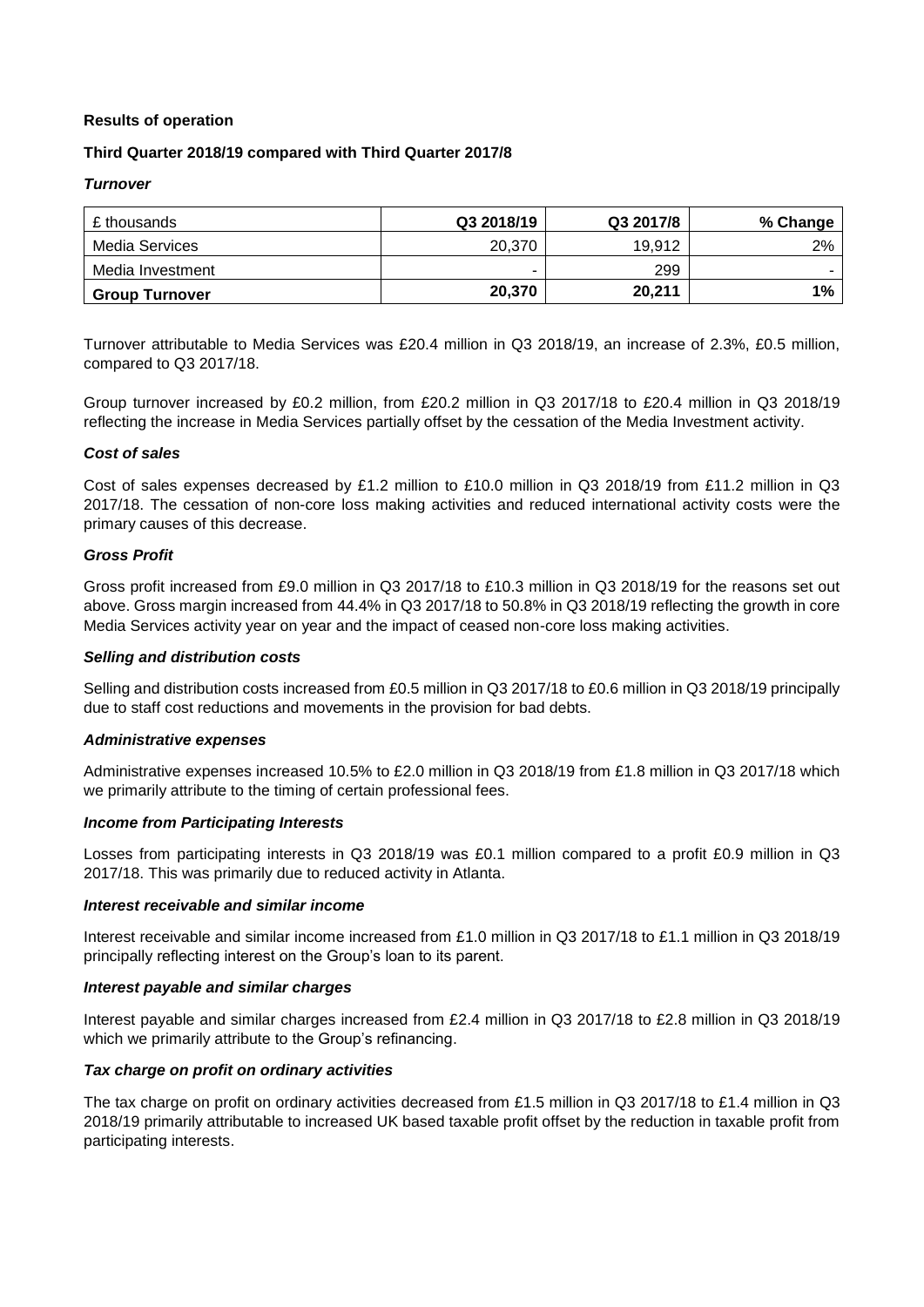**Results of operation**

**Third Quarter 2018/19 compared with Third Quarter 2017/8**

***Turnover***

| £ thousands | Q3 2018/19 | Q3 2017/8 | % Change |
|---|---|---|---|
| Media Services | 20,370 | 19,912 | 2% |
| Media Investment | - | 299 | - |
| **Group Turnover** | **20,370** | **20,211** | **1%** |

Turnover attributable to Media Services was £20.4 million in Q3 2018/19, an increase of 2.3%, £0.5 million, compared to Q3 2017/18.

Group turnover increased by £0.2 million, from £20.2 million in Q3 2017/18 to £20.4 million in Q3 2018/19 reflecting the increase in Media Services partially offset by the cessation of the Media Investment activity.

***Cost of sales***

Cost of sales expenses decreased by £1.2 million to £10.0 million in Q3 2018/19 from £11.2 million in Q3 2017/18. The cessation of non-core loss making activities and reduced international activity costs were the primary causes of this decrease.

***Gross Profit***

Gross profit increased from £9.0 million in Q3 2017/18 to £10.3 million in Q3 2018/19 for the reasons set out above. Gross margin increased from 44.4% in Q3 2017/18 to 50.8% in Q3 2018/19 reflecting the growth in core Media Services activity year on year and the impact of ceased non-core loss making activities.

***Selling and distribution costs***

Selling and distribution costs increased from £0.5 million in Q3 2017/18 to £0.6 million in Q3 2018/19 principally due to staff cost reductions and movements in the provision for bad debts.

***Administrative expenses***

Administrative expenses increased 10.5% to £2.0 million in Q3 2018/19 from £1.8 million in Q3 2017/18 which we primarily attribute to the timing of certain professional fees.

***Income from Participating Interests***

Losses from participating interests in Q3 2018/19 was £0.1 million compared to a profit £0.9 million in Q3 2017/18. This was primarily due to reduced activity in Atlanta.

***Interest receivable and similar income***

Interest receivable and similar income increased from £1.0 million in Q3 2017/18 to £1.1 million in Q3 2018/19 principally reflecting interest on the Group's loan to its parent.

***Interest payable and similar charges***

Interest payable and similar charges increased from £2.4 million in Q3 2017/18 to £2.8 million in Q3 2018/19 which we primarily attribute to the Group's refinancing.

***Tax charge on profit on ordinary activities***

The tax charge on profit on ordinary activities decreased from £1.5 million in Q3 2017/18 to £1.4 million in Q3 2018/19 primarily attributable to increased UK based taxable profit offset by the reduction in taxable profit from participating interests.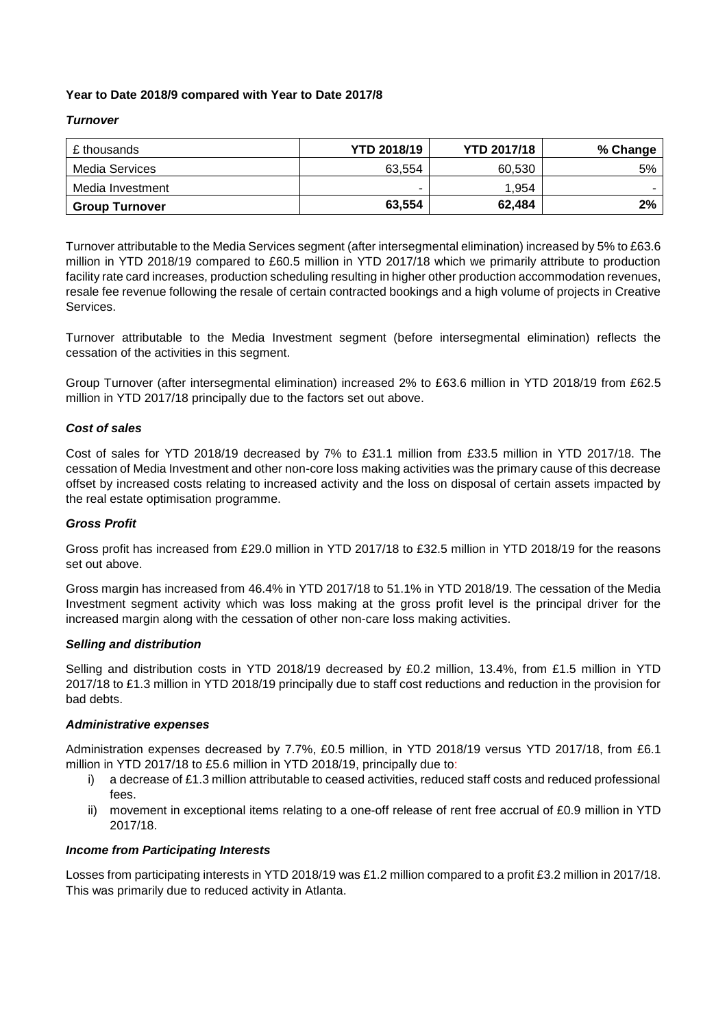**Year to Date 2018/9 compared with Year to Date 2017/8**

***Turnover***

| £ thousands | YTD 2018/19 | YTD 2017/18 | % Change |
|---|---|---|---|
| Media Services | 63,554 | 60,530 | 5% |
| Media Investment | - | 1,954 | - |
| **Group Turnover** | **63,554** | **62,484** | **2%** |

Turnover attributable to the Media Services segment (after intersegmental elimination) increased by 5% to £63.6 million in YTD 2018/19 compared to £60.5 million in YTD 2017/18 which we primarily attribute to production facility rate card increases, production scheduling resulting in higher other production accommodation revenues, resale fee revenue following the resale of certain contracted bookings and a high volume of projects in Creative Services.

Turnover attributable to the Media Investment segment (before intersegmental elimination) reflects the cessation of the activities in this segment.

Group Turnover (after intersegmental elimination) increased 2% to £63.6 million in YTD 2018/19 from £62.5 million in YTD 2017/18 principally due to the factors set out above.

***Cost of sales***

Cost of sales for YTD 2018/19 decreased by 7% to £31.1 million from £33.5 million in YTD 2017/18. The cessation of Media Investment and other non-core loss making activities was the primary cause of this decrease offset by increased costs relating to increased activity and the loss on disposal of certain assets impacted by the real estate optimisation programme.

***Gross Profit***

Gross profit has increased from £29.0 million in YTD 2017/18 to £32.5 million in YTD 2018/19 for the reasons set out above.

Gross margin has increased from 46.4% in YTD 2017/18 to 51.1% in YTD 2018/19. The cessation of the Media Investment segment activity which was loss making at the gross profit level is the principal driver for the increased margin along with the cessation of other non-care loss making activities.

***Selling and distribution***

Selling and distribution costs in YTD 2018/19 decreased by £0.2 million, 13.4%, from £1.5 million in YTD 2017/18 to £1.3 million in YTD 2018/19 principally due to staff cost reductions and reduction in the provision for bad debts.

***Administrative expenses***

Administration expenses decreased by 7.7%, £0.5 million, in YTD 2018/19 versus YTD 2017/18, from £6.1 million in YTD 2017/18 to £5.6 million in YTD 2018/19, principally due to:

i) a decrease of £1.3 million attributable to ceased activities, reduced staff costs and reduced professional fees.
ii) movement in exceptional items relating to a one-off release of rent free accrual of £0.9 million in YTD 2017/18.

***Income from Participating Interests***

Losses from participating interests in YTD 2018/19 was £1.2 million compared to a profit £3.2 million in 2017/18. This was primarily due to reduced activity in Atlanta.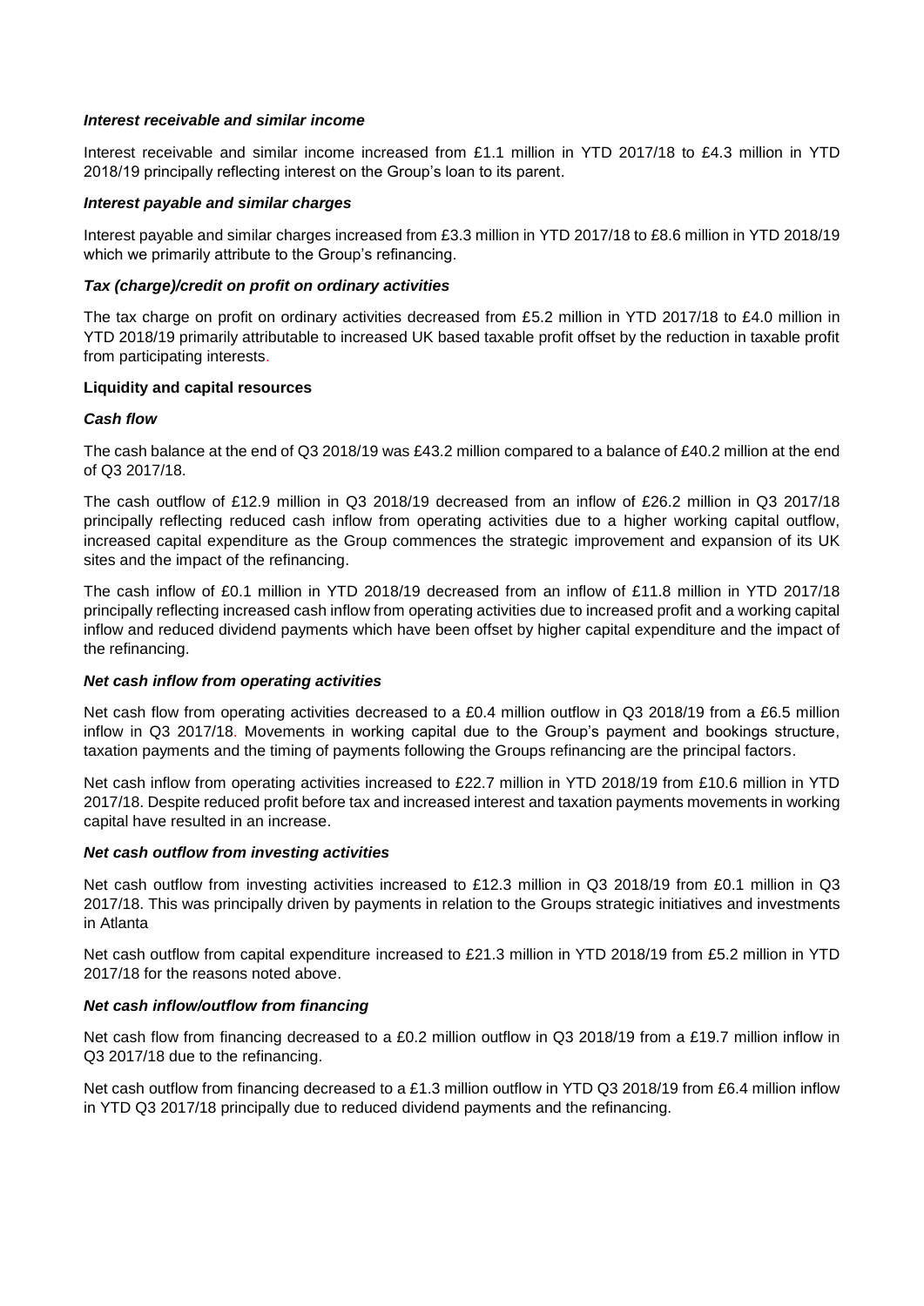***Interest receivable and similar income***

Interest receivable and similar income increased from £1.1 million in YTD 2017/18 to £4.3 million in YTD 2018/19 principally reflecting interest on the Group's loan to its parent.

***Interest payable and similar charges***

Interest payable and similar charges increased from £3.3 million in YTD 2017/18 to £8.6 million in YTD 2018/19 which we primarily attribute to the Group's refinancing.

***Tax (charge)/credit on profit on ordinary activities***

The tax charge on profit on ordinary activities decreased from £5.2 million in YTD 2017/18 to £4.0 million in YTD 2018/19 primarily attributable to increased UK based taxable profit offset by the reduction in taxable profit from participating interests.

**Liquidity and capital resources**

***Cash flow***

The cash balance at the end of Q3 2018/19 was £43.2 million compared to a balance of £40.2 million at the end of Q3 2017/18.

The cash outflow of £12.9 million in Q3 2018/19 decreased from an inflow of £26.2 million in Q3 2017/18 principally reflecting reduced cash inflow from operating activities due to a higher working capital outflow, increased capital expenditure as the Group commences the strategic improvement and expansion of its UK sites and the impact of the refinancing.

The cash inflow of £0.1 million in YTD 2018/19 decreased from an inflow of £11.8 million in YTD 2017/18 principally reflecting increased cash inflow from operating activities due to increased profit and a working capital inflow and reduced dividend payments which have been offset by higher capital expenditure and the impact of the refinancing.

***Net cash inflow from operating activities***

Net cash flow from operating activities decreased to a £0.4 million outflow in Q3 2018/19 from a £6.5 million inflow in Q3 2017/18. Movements in working capital due to the Group's payment and bookings structure, taxation payments and the timing of payments following the Groups refinancing are the principal factors.

Net cash inflow from operating activities increased to £22.7 million in YTD 2018/19 from £10.6 million in YTD 2017/18. Despite reduced profit before tax and increased interest and taxation payments movements in working capital have resulted in an increase.

***Net cash outflow from investing activities***

Net cash outflow from investing activities increased to £12.3 million in Q3 2018/19 from £0.1 million in Q3 2017/18. This was principally driven by payments in relation to the Groups strategic initiatives and investments in Atlanta

Net cash outflow from capital expenditure increased to £21.3 million in YTD 2018/19 from £5.2 million in YTD 2017/18 for the reasons noted above.

***Net cash inflow/outflow from financing***

Net cash flow from financing decreased to a £0.2 million outflow in Q3 2018/19 from a £19.7 million inflow in Q3 2017/18 due to the refinancing.

Net cash outflow from financing decreased to a £1.3 million outflow in YTD Q3 2018/19 from £6.4 million inflow in YTD Q3 2017/18 principally due to reduced dividend payments and the refinancing.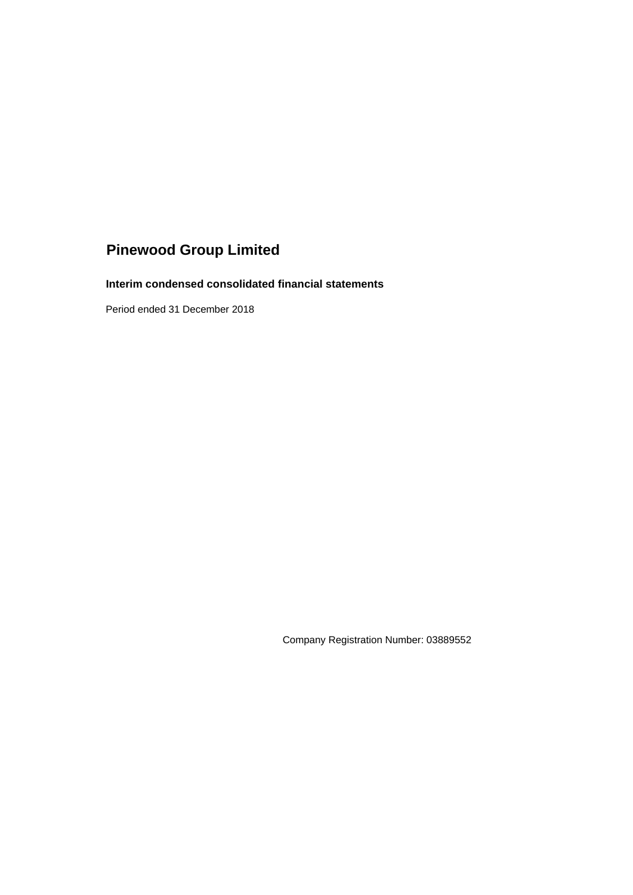# Pinewood Group Limited

### Interim condensed consolidated financial statements

Period ended 31 December 2018

Company Registration Number: 03889552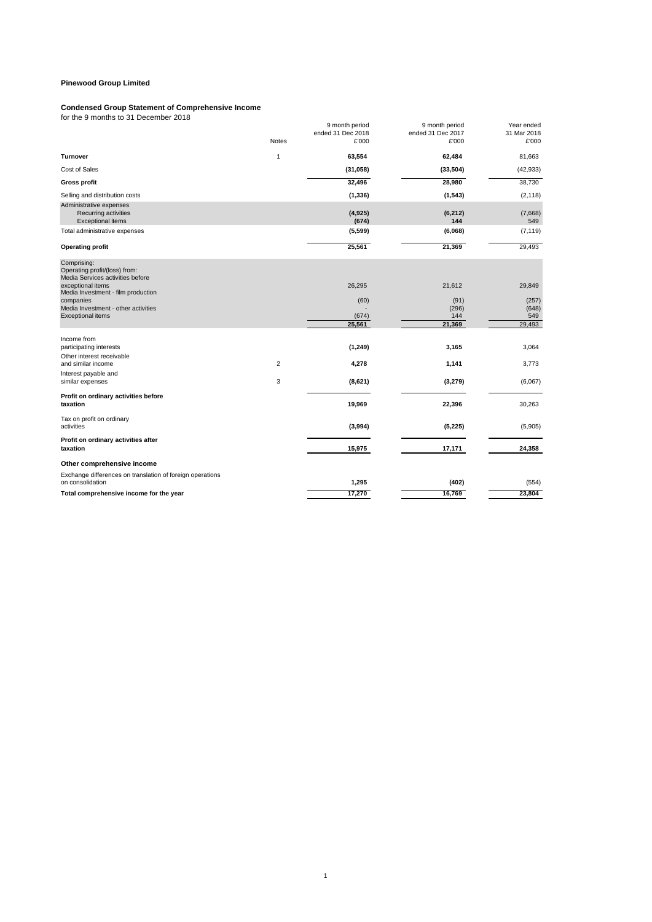**Pinewood Group Limited**

**Condensed Group Statement of Comprehensive Income**
for the 9 months to 31 December 2018

| | Notes | 9 month period ended 31 Dec 2018 £'000 | 9 month period ended 31 Dec 2017 £'000 | Year ended 31 Mar 2018 £'000 |
|---|---|---|---|---|
| **Turnover** | 1 | **63,554** | **62,484** | 81,663 |
| Cost of Sales | | **(31,058)** | **(33,504)** | (42,933) |
| **Gross profit** | | **32,496** | **28,980** | 38,730 |
| Selling and distribution costs | | **(1,336)** | **(1,543)** | (2,118) |
| Administrative expenses | | | | |
| Recurring activities | | **(4,925)** | **(6,212)** | (7,668) |
| Exceptional items | | **(674)** | **144** | 549 |
| Total administrative expenses | | **(5,599)** | **(6,068)** | (7,119) |
| **Operating profit** | | **25,561** | **21,369** | 29,493 |
| Comprising: | | | | |
| Operating profit/(loss) from: | | | | |
| Media Services activities before exceptional items | | 26,295 | 21,612 | 29,849 |
| Media Investment - film production companies | | (60) | (91) | (257) |
| Media Investment - other activities | | - | (296) | (648) |
| Exceptional items | | (674) | 144 | 549 |
| | | 25,561 | 21,369 | 29,493 |
| Income from participating interests | | **(1,249)** | **3,165** | 3,064 |
| Other interest receivable and similar income | 2 | **4,278** | **1,141** | 3,773 |
| Interest payable and similar expenses | 3 | **(8,621)** | **(3,279)** | (6,067) |
| **Profit on ordinary activities before taxation** | | **19,969** | **22,396** | 30,263 |
| Tax on profit on ordinary activities | | **(3,994)** | **(5,225)** | (5,905) |
| **Profit on ordinary activities after taxation** | | **15,975** | **17,171** | **24,358** |
| **Other comprehensive income** | | | | |
| Exchange differences on translation of foreign operations on consolidation | | **1,295** | **(402)** | (554) |
| **Total comprehensive income for the year** | | **17,270** | **16,769** | **23,804** |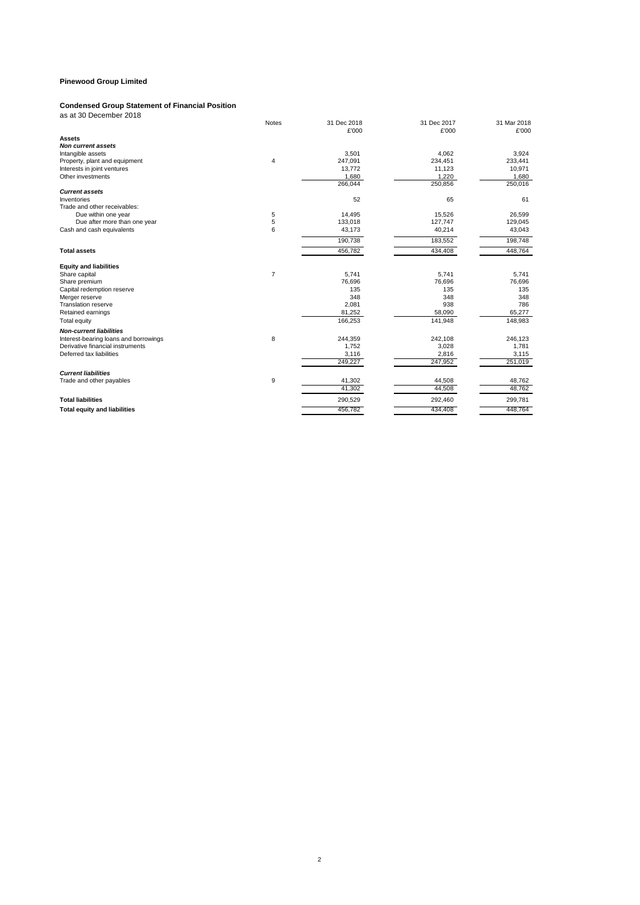**Pinewood Group Limited**

**Condensed Group Statement of Financial Position**

as at 30 December 2018

| | Notes | 31 Dec 2018 £'000 | 31 Dec 2017 £'000 | 31 Mar 2018 £'000 |
|---|---|---|---|---|
| **Assets** | | | | |
| ***Non current assets*** | | | | |
| Intangible assets | | 3,501 | 4,062 | 3,924 |
| Property, plant and equipment | 4 | 247,091 | 234,451 | 233,441 |
| Interests in joint ventures | | 13,772 | 11,123 | 10,971 |
| Other investments | | 1,680 | 1,220 | 1,680 |
| | | 266,044 | 250,856 | 250,016 |
| ***Current assets*** | | | | |
| Inventories | | 52 | 65 | 61 |
| Trade and other receivables: | | | | |
| Due within one year | 5 | 14,495 | 15,526 | 26,599 |
| Due after more than one year | 5 | 133,018 | 127,747 | 129,045 |
| Cash and cash equivalents | 6 | 43,173 | 40,214 | 43,043 |
| | | 190,738 | 183,552 | 198,748 |
| **Total assets** | | 456,782 | 434,408 | 448,764 |
| **Equity and liabilities** | | | | |
| Share capital | 7 | 5,741 | 5,741 | 5,741 |
| Share premium | | 76,696 | 76,696 | 76,696 |
| Capital redemption reserve | | 135 | 135 | 135 |
| Merger reserve | | 348 | 348 | 348 |
| Translation reserve | | 2,081 | 938 | 786 |
| Retained earnings | | 81,252 | 58,090 | 65,277 |
| Total equity | | 166,253 | 141,948 | 148,983 |
| ***Non-current liabilities*** | | | | |
| Interest-bearing loans and borrowings | 8 | 244,359 | 242,108 | 246,123 |
| Derivative financial instruments | | 1,752 | 3,028 | 1,781 |
| Deferred tax liabilities | | 3,116 | 2,816 | 3,115 |
| | | 249,227 | 247,952 | 251,019 |
| ***Current liabilities*** | | | | |
| Trade and other payables | 9 | 41,302 | 44,508 | 48,762 |
| | | 41,302 | 44,508 | 48,762 |
| **Total liabilities** | | 290,529 | 292,460 | 299,781 |
| **Total equity and liabilities** | | 456,782 | 434,408 | 448,764 |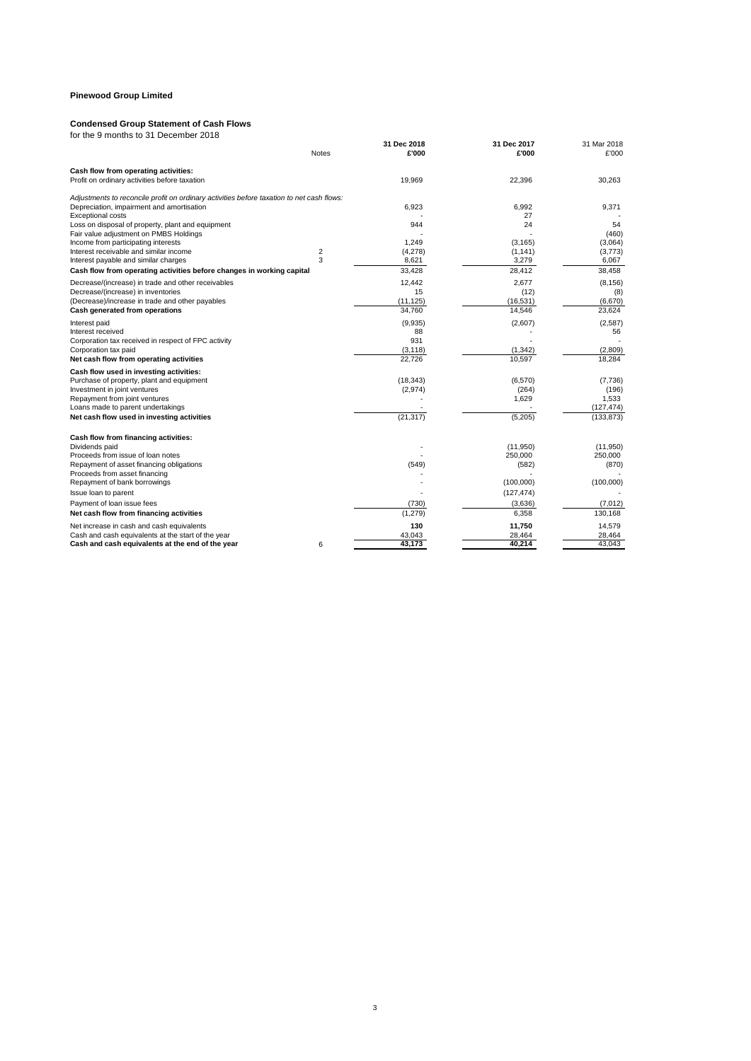**Pinewood Group Limited**

**Condensed Group Statement of Cash Flows**

for the 9 months to 31 December 2018

| | Notes | 31 Dec 2018 £'000 | 31 Dec 2017 £'000 | 31 Mar 2018 £'000 |
|---|---|---|---|---|
| **Cash flow from operating activities:** | | | | |
| Profit on ordinary activities before taxation | | 19,969 | 22,396 | 30,263 |
| *Adjustments to reconcile profit on ordinary activities before taxation to net cash flows:* | | | | |
| Depreciation, impairment and amortisation | | 6,923 | 6,992 | 9,371 |
| Exceptional costs | | - | 27 | - |
| Loss on disposal of property, plant and equipment | | 944 | 24 | 54 |
| Fair value adjustment on PMBS Holdings | | - | - | (460) |
| Income from participating interests | | 1,249 | (3,165) | (3,064) |
| Interest receivable and similar income | 2 | (4,278) | (1,141) | (3,773) |
| Interest payable and similar charges | 3 | 8,621 | 3,279 | 6,067 |
| **Cash flow from operating activities before changes in working capital** | | 33,428 | 28,412 | 38,458 |
| Decrease/(increase) in trade and other receivables | | 12,442 | 2,677 | (8,156) |
| Decrease/(increase) in inventories | | 15 | (12) | (8) |
| (Decrease)/increase in trade and other payables | | (11,125) | (16,531) | (6,670) |
| **Cash generated from operations** | | 34,760 | 14,546 | 23,624 |
| Interest paid | | (9,935) | (2,607) | (2,587) |
| Interest received | | 88 | - | 56 |
| Corporation tax received in respect of FPC activity | | 931 | - | - |
| Corporation tax paid | | (3,118) | (1,342) | (2,809) |
| **Net cash flow from operating activities** | | 22,726 | 10,597 | 18,284 |
| **Cash flow used in investing activities:** | | | | |
| Purchase of property, plant and equipment | | (18,343) | (6,570) | (7,736) |
| Investment in joint ventures | | (2,974) | (264) | (196) |
| Repayment from joint ventures | | - | 1,629 | 1,533 |
| Loans made to parent undertakings | | - | - | (127,474) |
| **Net cash flow used in investing activities** | | (21,317) | (5,205) | (133,873) |
| **Cash flow from financing activities:** | | | | |
| Dividends paid | | - | (11,950) | (11,950) |
| Proceeds from issue of loan notes | | - | 250,000 | 250,000 |
| Repayment of asset financing obligations | | (549) | (582) | (870) |
| Proceeds from asset financing | | - | - | - |
| Repayment of bank borrowings | | - | (100,000) | (100,000) |
| Issue loan to parent | | - | (127,474) | - |
| Payment of loan issue fees | | (730) | (3,636) | (7,012) |
| **Net cash flow from financing activities** | | (1,279) | 6,358 | 130,168 |
| Net increase in cash and cash equivalents | | **130** | **11,750** | 14,579 |
| Cash and cash equivalents at the start of the year | | 43,043 | 28,464 | 28,464 |
| **Cash and cash equivalents at the end of the year** | 6 | **43,173** | **40,214** | 43,043 |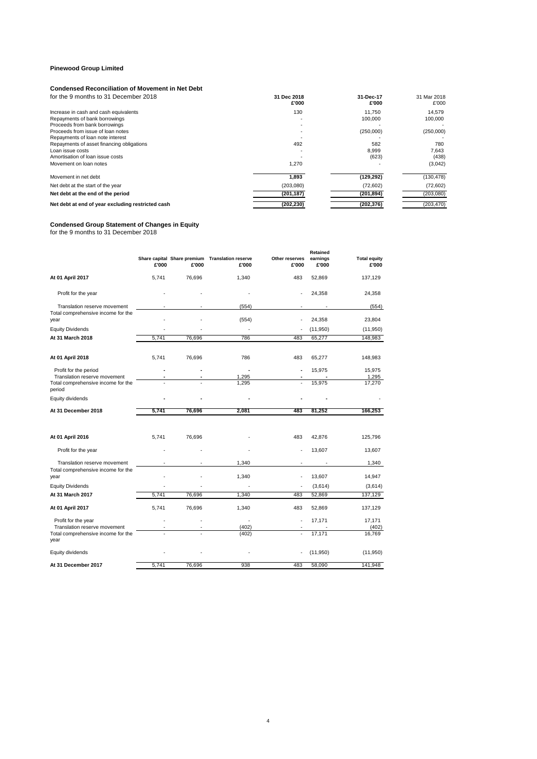**Pinewood Group Limited**

**Condensed Reconciliation of Movement in Net Debt**

for the 9 months to 31 December 2018

| | 31 Dec 2018 £'000 | 31-Dec-17 £'000 | 31 Mar 2018 £'000 |
|---|---|---|---|
| Increase in cash and cash equivalents | 130 | 11,750 | 14,579 |
| Repayments of bank borrowings | - | 100,000 | 100,000 |
| Proceeds from bank borrowings | - | - | - |
| Proceeds from issue of loan notes | - | (250,000) | (250,000) |
| Repayments of loan note interest | - | - | - |
| Repayments of asset financing obligations | 492 | 582 | 780 |
| Loan issue costs | - | 8,999 | 7,643 |
| Amortisation of loan issue costs | - | (623) | (438) |
| Movement on loan notes | 1,270 | - | (3,042) |
| Movement in net debt | **1,893** | **(129,292)** | (130,478) |
| Net debt at the start of the year | (203,080) | (72,602) | (72,602) |
| **Net debt at the end of the period** | **(201,187)** | **(201,894)** | (203,080) |
| **Net debt at end of year excluding restricted cash** | **(202,230)** | **(202,376)** | (203,470) |

**Condensed Group Statement of Changes in Equity**

for the 9 months to 31 December 2018

| | Share capital £'000 | Share premium £'000 | Translation reserve £'000 | Other reserves £'000 | Retained earnings £'000 | Total equity £'000 |
|---|---|---|---|---|---|---|
| **At 01 April 2017** | 5,741 | 76,696 | 1,340 | 483 | 52,869 | 137,129 |
| Profit for the year | - | - | - | - | 24,358 | 24,358 |
| Translation reserve movement | - | - | (554) | - | - | (554) |
| Total comprehensive income for the year | - | - | (554) | - | 24,358 | 23,804 |
| Equity Dividends | - | - | - | - | (11,950) | (11,950) |
| **At 31 March 2018** | 5,741 | 76,696 | 786 | 483 | 65,277 | 148,983 |
| | | | | | | |
| **At 01 April 2018** | 5,741 | 76,696 | 786 | 483 | 65,277 | 148,983 |
| Profit for the period | - | - | - | - | 15,975 | 15,975 |
| Translation reserve movement | - | - | 1,295 | - | - | 1,295 |
| Total comprehensive income for the period | - | - | 1,295 | - | 15,975 | 17,270 |
| Equity dividends | - | - | - | - | - | - |
| **At 31 December 2018** | **5,741** | **76,696** | **2,081** | **483** | **81,252** | **166,253** |
| | | | | | | |
| **At 01 April 2016** | 5,741 | 76,696 | - | 483 | 42,876 | 125,796 |
| Profit for the year | - | - | - | - | 13,607 | 13,607 |
| Translation reserve movement | - | - | 1,340 | - | - | 1,340 |
| Total comprehensive income for the year | - | - | 1,340 | - | 13,607 | 14,947 |
| Equity Dividends | - | - | - | - | (3,614) | (3,614) |
| **At 31 March 2017** | 5,741 | 76,696 | 1,340 | 483 | 52,869 | 137,129 |
| **At 01 April 2017** | 5,741 | 76,696 | 1,340 | 483 | 52,869 | 137,129 |
| Profit for the year | - | - | - | - | 17,171 | 17,171 |
| Translation reserve movement | - | - | (402) | - | - | (402) |
| Total comprehensive income for the year | - | - | (402) | - | 17,171 | 16,769 |
| Equity dividends | - | - | - | - | (11,950) | (11,950) |
| **At 31 December 2017** | 5,741 | 76,696 | 938 | 483 | 58,090 | 141,948 |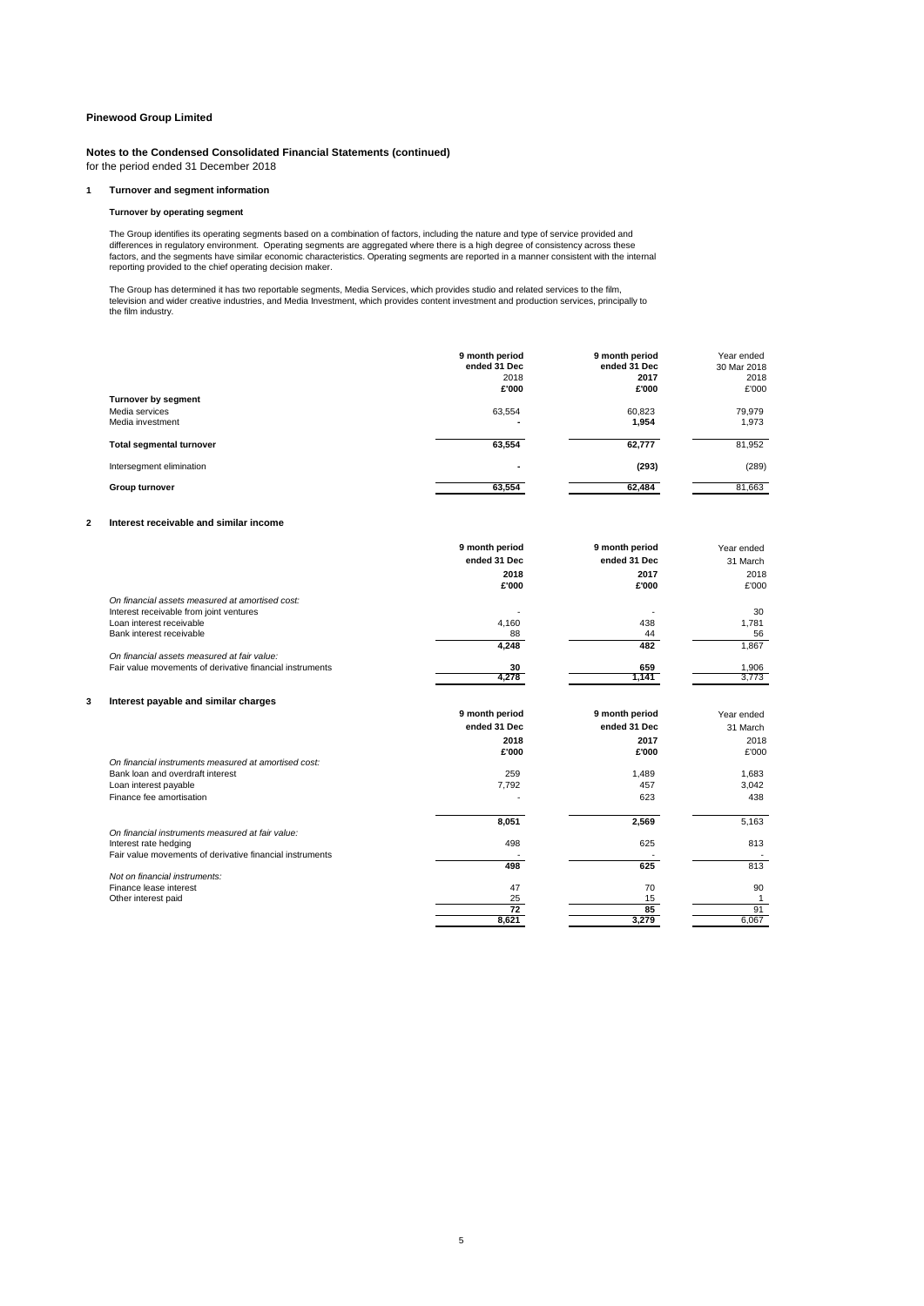**Pinewood Group Limited**

**Notes to the Condensed Consolidated Financial Statements (continued)**
for the period ended 31 December 2018

## 1 Turnover and segment information

### Turnover by operating segment

The Group identifies its operating segments based on a combination of factors, including the nature and type of service provided and differences in regulatory environment. Operating segments are aggregated where there is a high degree of consistency across these factors, and the segments have similar economic characteristics. Operating segments are reported in a manner consistent with the internal reporting provided to the chief operating decision maker.

The Group has determined it has two reportable segments, Media Services, which provides studio and related services to the film, television and wider creative industries, and Media Investment, which provides content investment and production services, principally to the film industry.

| | 9 month period ended 31 Dec 2018 £'000 | 9 month period ended 31 Dec 2017 £'000 | Year ended 30 Mar 2018 £'000 |
|---|---|---|---|
| **Turnover by segment** | | | |
| Media services | 63,554 | 60,823 | 79,979 |
| Media investment | - | 1,954 | 1,973 |
| **Total segmental turnover** | 63,554 | 62,777 | 81,952 |
| Intersegment elimination | - | (293) | (289) |
| **Group turnover** | 63,554 | 62,484 | 81,663 |

## 2 Interest receivable and similar income

| | 9 month period ended 31 Dec 2018 £'000 | 9 month period ended 31 Dec 2017 £'000 | Year ended 31 March 2018 £'000 |
|---|---|---|---|
| *On financial assets measured at amortised cost:* | | | |
| Interest receivable from joint ventures | - | - | 30 |
| Loan interest receivable | 4,160 | 438 | 1,781 |
| Bank interest receivable | 88 | 44 | 56 |
| | 4,248 | 482 | 1,867 |
| *On financial assets measured at fair value:* | | | |
| Fair value movements of derivative financial instruments | 30 | 659 | 1,906 |
| | 4,278 | 1,141 | 3,773 |

## 3 Interest payable and similar charges

| | 9 month period ended 31 Dec 2018 £'000 | 9 month period ended 31 Dec 2017 £'000 | Year ended 31 March 2018 £'000 |
|---|---|---|---|
| *On financial instruments measured at amortised cost:* | | | |
| Bank loan and overdraft interest | 259 | 1,489 | 1,683 |
| Loan interest payable | 7,792 | 457 | 3,042 |
| Finance fee amortisation | - | 623 | 438 |
| | 8,051 | 2,569 | 5,163 |
| *On financial instruments measured at fair value:* | | | |
| Interest rate hedging | 498 | 625 | 813 |
| Fair value movements of derivative financial instruments | - | - | - |
| | 498 | 625 | 813 |
| *Not on financial instruments:* | | | |
| Finance lease interest | 47 | 70 | 90 |
| Other interest paid | 25 | 15 | 1 |
| | 72 | 85 | 91 |
| | 8,621 | 3,279 | 6,067 |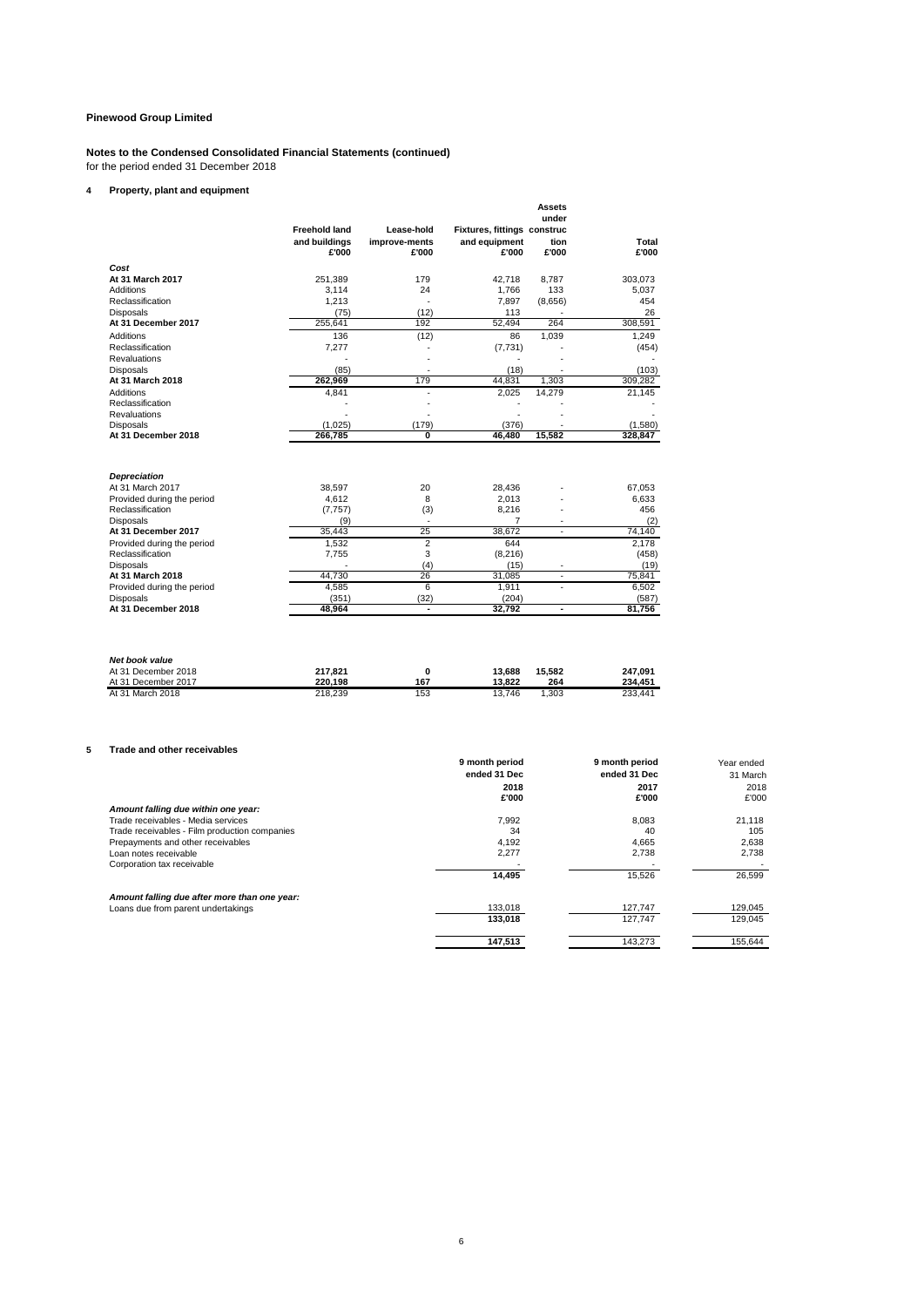# Pinewood Group Limited

## Notes to the Condensed Consolidated Financial Statements (continued)

for the period ended 31 December 2018

### 4 Property, plant and equipment

| | Freehold land and buildings £'000 | Lease-hold improve-ments £'000 | Fixtures, fittings and equipment £'000 | Assets under construction £'000 | Total £'000 |
|---|---|---|---|---|---|
| ***Cost*** | | | | | |
| **At 31 March 2017** | 251,389 | 179 | 42,718 | 8,787 | 303,073 |
| Additions | 3,114 | 24 | 1,766 | 133 | 5,037 |
| Reclassification | 1,213 | - | 7,897 | (8,656) | 454 |
| Disposals | (75) | (12) | 113 | - | 26 |
| **At 31 December 2017** | 255,641 | 192 | 52,494 | 264 | 308,591 |
| Additions | 136 | (12) | 86 | 1,039 | 1,249 |
| Reclassification | 7,277 | - | (7,731) | - | (454) |
| Revaluations | - | - | - | - | - |
| Disposals | (85) | - | (18) | - | (103) |
| **At 31 March 2018** | **262,969** | 179 | 44,831 | 1,303 | 309,282 |
| Additions | 4,841 | - | 2,025 | 14,279 | 21,145 |
| Reclassification | - | - | - | - | - |
| Revaluations | - | - | - | - | - |
| Disposals | (1,025) | (179) | (376) | - | (1,580) |
| **At 31 December 2018** | **266,785** | **0** | **46,480** | **15,582** | **328,847** |
| ***Depreciation*** | | | | | |
| At 31 March 2017 | 38,597 | 20 | 28,436 | - | 67,053 |
| Provided during the period | 4,612 | 8 | 2,013 | - | 6,633 |
| Reclassification | (7,757) | (3) | 8,216 | - | 456 |
| Disposals | (9) | - | 7 | - | (2) |
| **At 31 December 2017** | 35,443 | 25 | 38,672 | - | 74,140 |
| Provided during the period | 1,532 | 2 | 644 | | 2,178 |
| Reclassification | 7,755 | 3 | (8,216) | | (458) |
| Disposals | - | (4) | (15) | - | (19) |
| **At 31 March 2018** | 44,730 | 26 | 31,085 | - | 75,841 |
| Provided during the period | 4,585 | 6 | 1,911 | - | 6,502 |
| Disposals | (351) | (32) | (204) | | (587) |
| **At 31 December 2018** | **48,964** | **-** | **32,792** | **-** | **81,756** |
| ***Net book value*** | | | | | |
| At 31 December 2018 | **217,821** | **0** | **13,688** | **15,582** | **247,091** |
| At 31 December 2017 | **220,198** | **167** | **13,822** | **264** | **234,451** |
| At 31 March 2018 | 218,239 | 153 | 13,746 | 1,303 | 233,441 |

### 5 Trade and other receivables

| | 9 month period ended 31 Dec 2018 £'000 | 9 month period ended 31 Dec 2017 £'000 | Year ended 31 March 2018 £'000 |
|---|---|---|---|
| ***Amount falling due within one year:*** | | | |
| Trade receivables - Media services | 7,992 | 8,083 | 21,118 |
| Trade receivables - Film production companies | 34 | 40 | 105 |
| Prepayments and other receivables | 4,192 | 4,665 | 2,638 |
| Loan notes receivable | 2,277 | 2,738 | 2,738 |
| Corporation tax receivable | - | - | - |
| | **14,495** | 15,526 | 26,599 |
| ***Amount falling due after more than one year:*** | | | |
| Loans due from parent undertakings | 133,018 | 127,747 | 129,045 |
| | **133,018** | 127,747 | 129,045 |
| | **147,513** | 143,273 | 155,644 |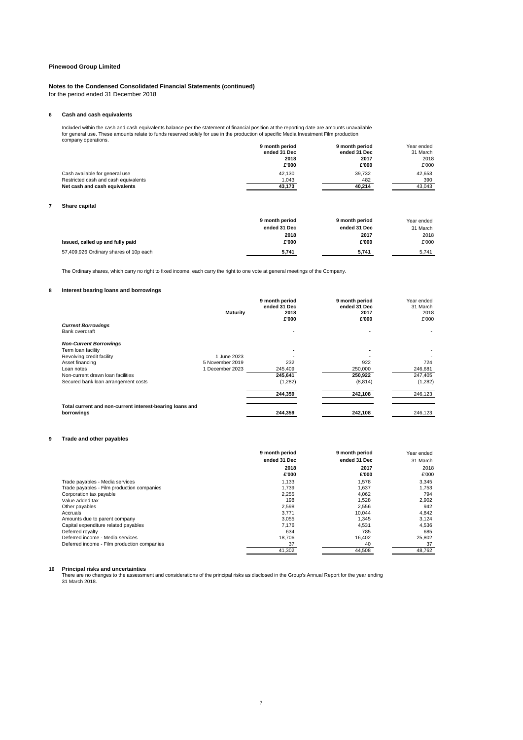**Pinewood Group Limited**

**Notes to the Condensed Consolidated Financial Statements (continued)**
for the period ended 31 December 2018

### 6 Cash and cash equivalents

Included within the cash and cash equivalents balance per the statement of financial position at the reporting date are amounts unavailable for general use. These amounts relate to funds reserved solely for use in the production of specific Media Investment Film production company operations.

| | 9 month period ended 31 Dec 2018 £'000 | 9 month period ended 31 Dec 2017 £'000 | Year ended 31 March 2018 £'000 |
|---|---|---|---|
| Cash available for general use | 42,130 | 39,732 | 42,653 |
| Restricted cash and cash equivalents | 1,043 | 482 | 390 |
| **Net cash and cash equivalents** | **43,173** | **40,214** | 43,043 |

### 7 Share capital

| | 9 month period ended 31 Dec 2018 £'000 | 9 month period ended 31 Dec 2017 £'000 | Year ended 31 March 2018 £'000 |
|---|---|---|---|
| **Issued, called up and fully paid** | | | |
| 57,409,926 Ordinary shares of 10p each | **5,741** | **5,741** | 5,741 |

The Ordinary shares, which carry no right to fixed income, each carry the right to one vote at general meetings of the Company.

### 8 Interest bearing loans and borrowings

| | Maturity | 9 month period ended 31 Dec 2018 £'000 | 9 month period ended 31 Dec 2017 £'000 | Year ended 31 March 2018 £'000 |
|---|---|---|---|---|
| ***Current Borrowings*** | | | | |
| Bank overdraft | | - | - | - |
| ***Non-Current Borrowings*** | | | | |
| Term loan facility | | - | - | - |
| Revolving credit facility | 1 June 2023 | - | - | - |
| Asset financing | 5 November 2019 | 232 | 922 | 724 |
| Loan notes | 1 December 2023 | 245,409 | 250,000 | 246,681 |
| Non-current drawn loan facilities | | **245,641** | **250,922** | 247,405 |
| Secured bank loan arrangement costs | | (1,282) | (8,814) | (1,282) |
| | | **244,359** | **242,108** | 246,123 |
| **Total current and non-current interest-bearing loans and borrowings** | | **244,359** | **242,108** | 246,123 |

### 9 Trade and other payables

| | 9 month period ended 31 Dec 2018 £'000 | 9 month period ended 31 Dec 2017 £'000 | Year ended 31 March 2018 £'000 |
|---|---|---|---|
| Trade payables - Media services | 1,133 | 1,578 | 3,345 |
| Trade payables - Film production companies | 1,739 | 1,637 | 1,753 |
| Corporation tax payable | 2,255 | 4,062 | 794 |
| Value added tax | 198 | 1,528 | 2,902 |
| Other payables | 2,598 | 2,556 | 942 |
| Accruals | 3,771 | 10,044 | 4,842 |
| Amounts due to parent company | 3,055 | 1,345 | 3,124 |
| Capital expenditure related payables | 7,176 | 4,531 | 4,536 |
| Deferred royalty | 634 | 785 | 685 |
| Deferred income - Media services | 18,706 | 16,402 | 25,802 |
| Deferred income - Film production companies | 37 | 40 | 37 |
| | 41,302 | 44,508 | 48,762 |

### 10 Principal risks and uncertainties

There are no changes to the assessment and considerations of the principal risks as disclosed in the Group's Annual Report for the year ending 31 March 2018.